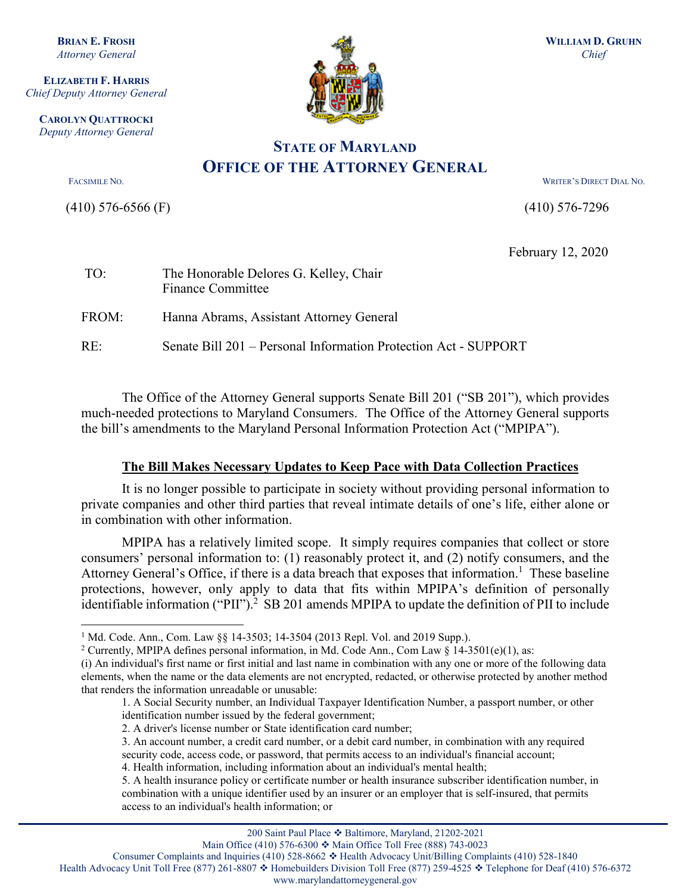**BRIAN E. FROSH**
*Attorney General*

**ELIZABETH F. HARRIS**
*Chief Deputy Attorney General*

**CAROLYN QUATTROCKI**
*Deputy Attorney General*

**WILLIAM D. GRUHN**
*Chief*

# STATE OF MARYLAND
# OFFICE OF THE ATTORNEY GENERAL

FACSIMILE NO.

(410) 576-6566 (F)

WRITER'S DIRECT DIAL NO.

(410) 576-7296

February 12, 2020

TO: The Honorable Delores G. Kelley, Chair
Finance Committee

FROM: Hanna Abrams, Assistant Attorney General

RE: Senate Bill 201 – Personal Information Protection Act - SUPPORT

The Office of the Attorney General supports Senate Bill 201 ("SB 201"), which provides much-needed protections to Maryland Consumers. The Office of the Attorney General supports the bill's amendments to the Maryland Personal Information Protection Act ("MPIPA").

**The Bill Makes Necessary Updates to Keep Pace with Data Collection Practices**

It is no longer possible to participate in society without providing personal information to private companies and other third parties that reveal intimate details of one's life, either alone or in combination with other information.

MPIPA has a relatively limited scope. It simply requires companies that collect or store consumers' personal information to: (1) reasonably protect it, and (2) notify consumers, and the Attorney General's Office, if there is a data breach that exposes that information.[1] These baseline protections, however, only apply to data that fits within MPIPA's definition of personally identifiable information ("PII").[2] SB 201 amends MPIPA to update the definition of PII to include

---

[1] Md. Code. Ann., Com. Law §§ 14-3503; 14-3504 (2013 Repl. Vol. and 2019 Supp.).

[2] Currently, MPIPA defines personal information, in Md. Code Ann., Com Law § 14-3501(e)(1), as:

(i) An individual's first name or first initial and last name in combination with any one or more of the following data elements, when the name or the data elements are not encrypted, redacted, or otherwise protected by another method that renders the information unreadable or unusable:

1. A Social Security number, an Individual Taxpayer Identification Number, a passport number, or other identification number issued by the federal government;
2. A driver's license number or State identification card number;
3. An account number, a credit card number, or a debit card number, in combination with any required security code, access code, or password, that permits access to an individual's financial account;
4. Health information, including information about an individual's mental health;
5. A health insurance policy or certificate number or health insurance subscriber identification number, in combination with a unique identifier used by an insurer or an employer that is self-insured, that permits access to an individual's health information; or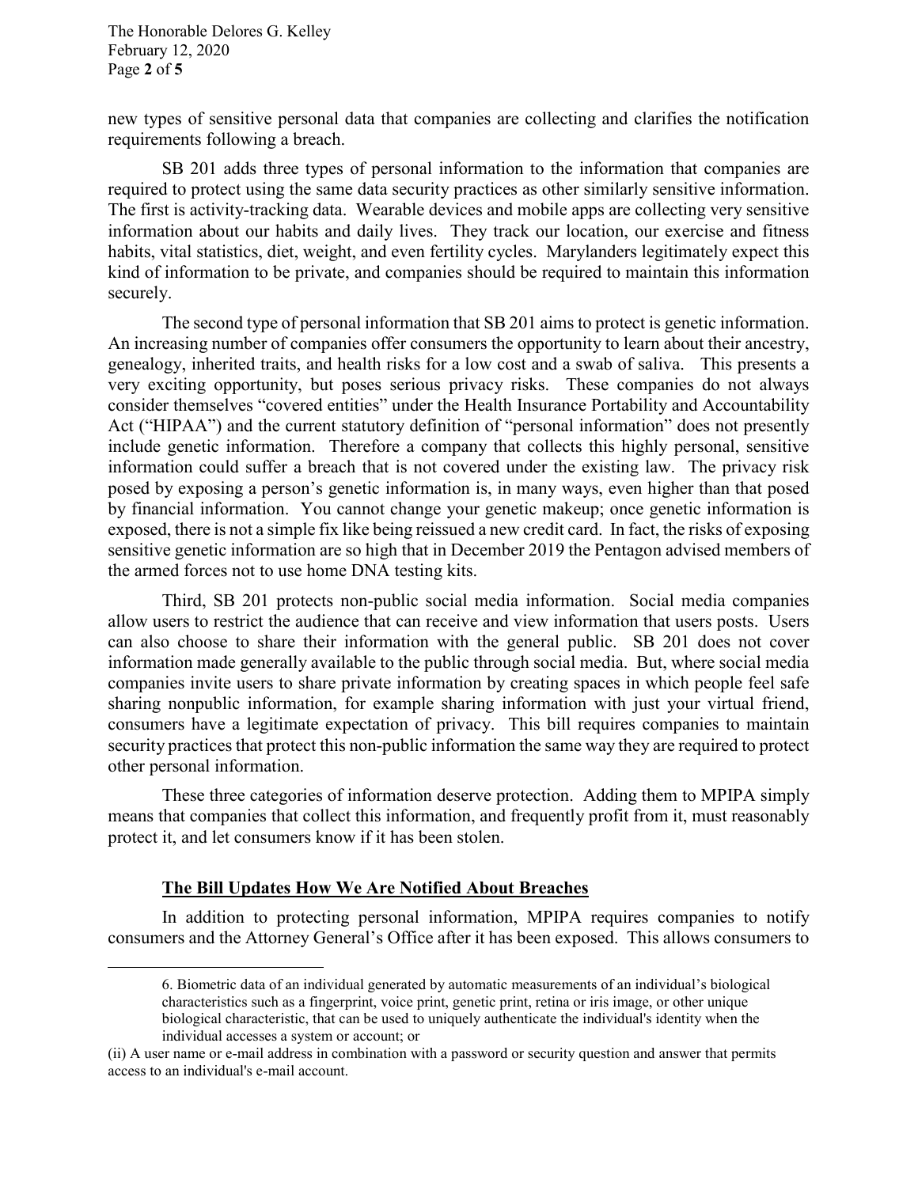new types of sensitive personal data that companies are collecting and clarifies the notification requirements following a breach.

SB 201 adds three types of personal information to the information that companies are required to protect using the same data security practices as other similarly sensitive information. The first is activity-tracking data. Wearable devices and mobile apps are collecting very sensitive information about our habits and daily lives. They track our location, our exercise and fitness habits, vital statistics, diet, weight, and even fertility cycles. Marylanders legitimately expect this kind of information to be private, and companies should be required to maintain this information securely.

The second type of personal information that SB 201 aims to protect is genetic information. An increasing number of companies offer consumers the opportunity to learn about their ancestry, genealogy, inherited traits, and health risks for a low cost and a swab of saliva. This presents a very exciting opportunity, but poses serious privacy risks. These companies do not always consider themselves "covered entities" under the Health Insurance Portability and Accountability Act ("HIPAA") and the current statutory definition of "personal information" does not presently include genetic information. Therefore a company that collects this highly personal, sensitive information could suffer a breach that is not covered under the existing law. The privacy risk posed by exposing a person's genetic information is, in many ways, even higher than that posed by financial information. You cannot change your genetic makeup; once genetic information is exposed, there is not a simple fix like being reissued a new credit card. In fact, the risks of exposing sensitive genetic information are so high that in December 2019 the Pentagon advised members of the armed forces not to use home DNA testing kits.

Third, SB 201 protects non-public social media information. Social media companies allow users to restrict the audience that can receive and view information that users posts. Users can also choose to share their information with the general public. SB 201 does not cover information made generally available to the public through social media. But, where social media companies invite users to share private information by creating spaces in which people feel safe sharing nonpublic information, for example sharing information with just your virtual friend, consumers have a legitimate expectation of privacy. This bill requires companies to maintain security practices that protect this non-public information the same way they are required to protect other personal information.

These three categories of information deserve protection. Adding them to MPIPA simply means that companies that collect this information, and frequently profit from it, must reasonably protect it, and let consumers know if it has been stolen.

## The Bill Updates How We Are Notified About Breaches

In addition to protecting personal information, MPIPA requires companies to notify consumers and the Attorney General's Office after it has been exposed. This allows consumers to

---

6. Biometric data of an individual generated by automatic measurements of an individual's biological characteristics such as a fingerprint, voice print, genetic print, retina or iris image, or other unique biological characteristic, that can be used to uniquely authenticate the individual's identity when the individual accesses a system or account; or

(ii) A user name or e-mail address in combination with a password or security question and answer that permits access to an individual's e-mail account.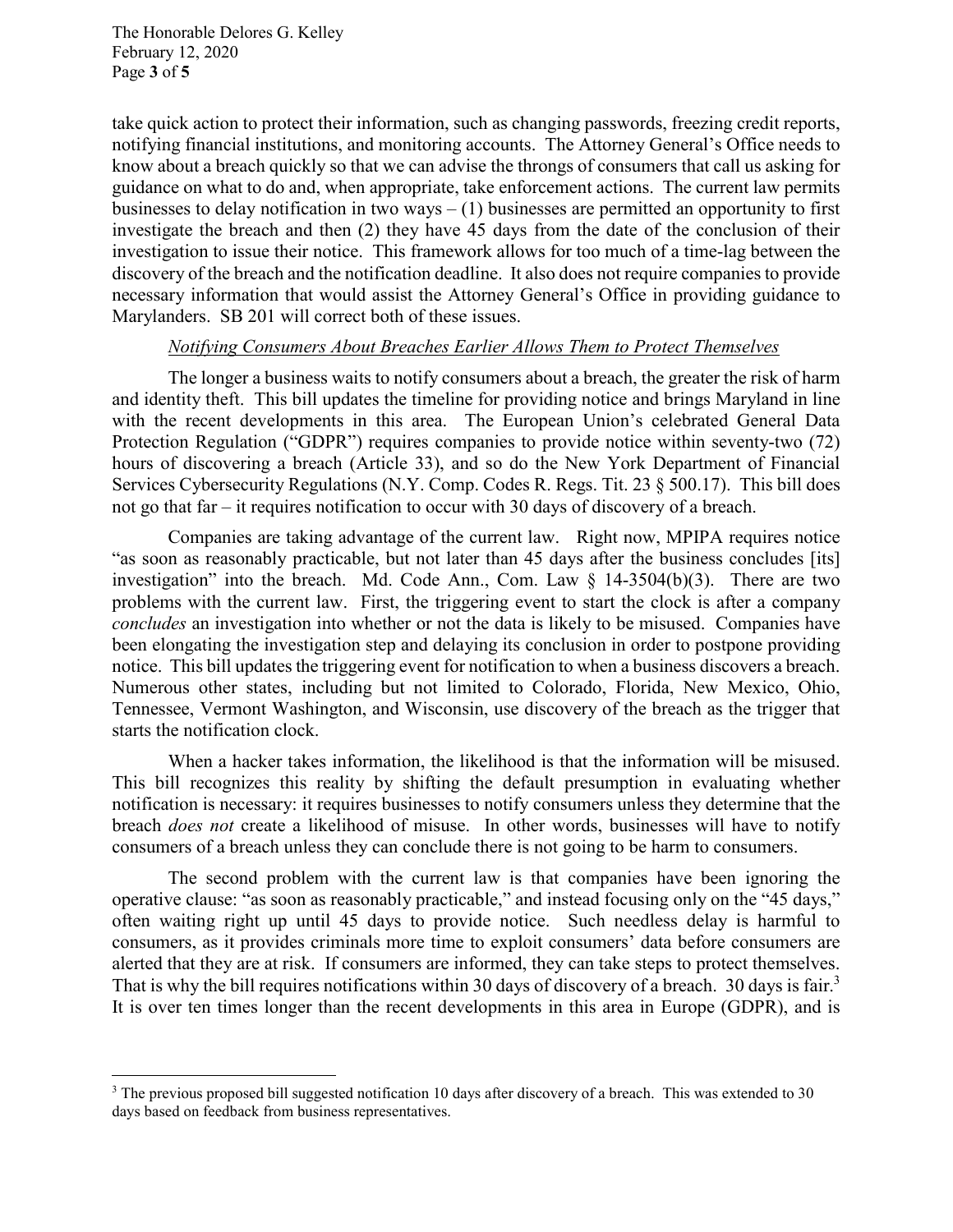take quick action to protect their information, such as changing passwords, freezing credit reports, notifying financial institutions, and monitoring accounts. The Attorney General's Office needs to know about a breach quickly so that we can advise the throngs of consumers that call us asking for guidance on what to do and, when appropriate, take enforcement actions. The current law permits businesses to delay notification in two ways – (1) businesses are permitted an opportunity to first investigate the breach and then (2) they have 45 days from the date of the conclusion of their investigation to issue their notice. This framework allows for too much of a time-lag between the discovery of the breach and the notification deadline. It also does not require companies to provide necessary information that would assist the Attorney General's Office in providing guidance to Marylanders. SB 201 will correct both of these issues.

*Notifying Consumers About Breaches Earlier Allows Them to Protect Themselves*

The longer a business waits to notify consumers about a breach, the greater the risk of harm and identity theft. This bill updates the timeline for providing notice and brings Maryland in line with the recent developments in this area. The European Union's celebrated General Data Protection Regulation ("GDPR") requires companies to provide notice within seventy-two (72) hours of discovering a breach (Article 33), and so do the New York Department of Financial Services Cybersecurity Regulations (N.Y. Comp. Codes R. Regs. Tit. 23 § 500.17). This bill does not go that far – it requires notification to occur with 30 days of discovery of a breach.

Companies are taking advantage of the current law. Right now, MPIPA requires notice "as soon as reasonably practicable, but not later than 45 days after the business concludes [its] investigation" into the breach. Md. Code Ann., Com. Law § 14-3504(b)(3). There are two problems with the current law. First, the triggering event to start the clock is after a company *concludes* an investigation into whether or not the data is likely to be misused. Companies have been elongating the investigation step and delaying its conclusion in order to postpone providing notice. This bill updates the triggering event for notification to when a business discovers a breach. Numerous other states, including but not limited to Colorado, Florida, New Mexico, Ohio, Tennessee, Vermont Washington, and Wisconsin, use discovery of the breach as the trigger that starts the notification clock.

When a hacker takes information, the likelihood is that the information will be misused. This bill recognizes this reality by shifting the default presumption in evaluating whether notification is necessary: it requires businesses to notify consumers unless they determine that the breach *does not* create a likelihood of misuse. In other words, businesses will have to notify consumers of a breach unless they can conclude there is not going to be harm to consumers.

The second problem with the current law is that companies have been ignoring the operative clause: "as soon as reasonably practicable," and instead focusing only on the "45 days," often waiting right up until 45 days to provide notice. Such needless delay is harmful to consumers, as it provides criminals more time to exploit consumers' data before consumers are alerted that they are at risk. If consumers are informed, they can take steps to protect themselves. That is why the bill requires notifications within 30 days of discovery of a breach. 30 days is fair.[3] It is over ten times longer than the recent developments in this area in Europe (GDPR), and is

[3] The previous proposed bill suggested notification 10 days after discovery of a breach. This was extended to 30 days based on feedback from business representatives.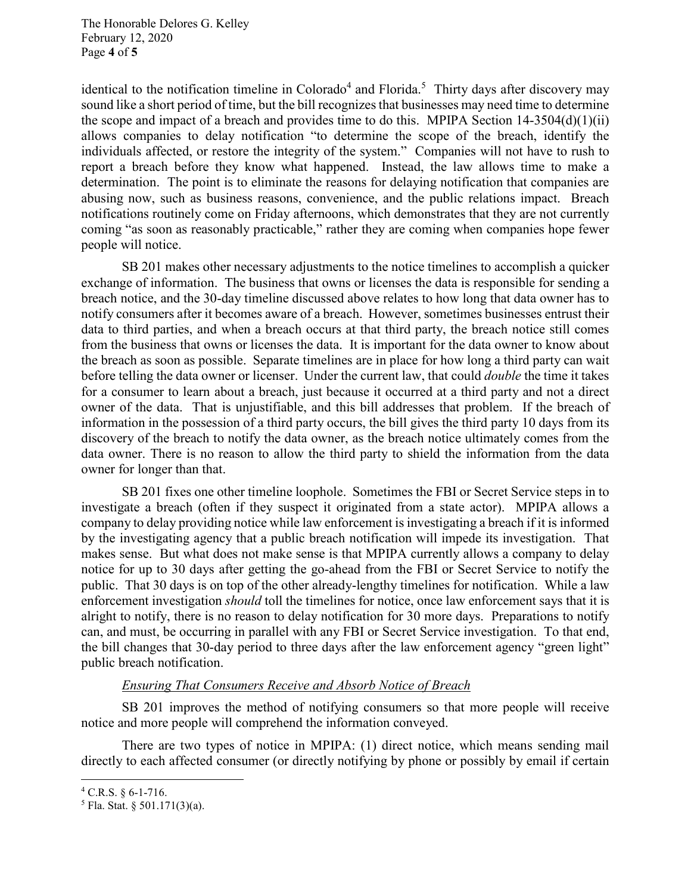identical to the notification timeline in Colorado[4] and Florida.[5] Thirty days after discovery may sound like a short period of time, but the bill recognizes that businesses may need time to determine the scope and impact of a breach and provides time to do this. MPIPA Section 14-3504(d)(1)(ii) allows companies to delay notification "to determine the scope of the breach, identify the individuals affected, or restore the integrity of the system." Companies will not have to rush to report a breach before they know what happened. Instead, the law allows time to make a determination. The point is to eliminate the reasons for delaying notification that companies are abusing now, such as business reasons, convenience, and the public relations impact. Breach notifications routinely come on Friday afternoons, which demonstrates that they are not currently coming "as soon as reasonably practicable," rather they are coming when companies hope fewer people will notice.

SB 201 makes other necessary adjustments to the notice timelines to accomplish a quicker exchange of information. The business that owns or licenses the data is responsible for sending a breach notice, and the 30-day timeline discussed above relates to how long that data owner has to notify consumers after it becomes aware of a breach. However, sometimes businesses entrust their data to third parties, and when a breach occurs at that third party, the breach notice still comes from the business that owns or licenses the data. It is important for the data owner to know about the breach as soon as possible. Separate timelines are in place for how long a third party can wait before telling the data owner or licenser. Under the current law, that could *double* the time it takes for a consumer to learn about a breach, just because it occurred at a third party and not a direct owner of the data. That is unjustifiable, and this bill addresses that problem. If the breach of information in the possession of a third party occurs, the bill gives the third party 10 days from its discovery of the breach to notify the data owner, as the breach notice ultimately comes from the data owner. There is no reason to allow the third party to shield the information from the data owner for longer than that.

SB 201 fixes one other timeline loophole. Sometimes the FBI or Secret Service steps in to investigate a breach (often if they suspect it originated from a state actor). MPIPA allows a company to delay providing notice while law enforcement is investigating a breach if it is informed by the investigating agency that a public breach notification will impede its investigation. That makes sense. But what does not make sense is that MPIPA currently allows a company to delay notice for up to 30 days after getting the go-ahead from the FBI or Secret Service to notify the public. That 30 days is on top of the other already-lengthy timelines for notification. While a law enforcement investigation *should* toll the timelines for notice, once law enforcement says that it is alright to notify, there is no reason to delay notification for 30 more days. Preparations to notify can, and must, be occurring in parallel with any FBI or Secret Service investigation. To that end, the bill changes that 30-day period to three days after the law enforcement agency "green light" public breach notification.

*Ensuring That Consumers Receive and Absorb Notice of Breach*

SB 201 improves the method of notifying consumers so that more people will receive notice and more people will comprehend the information conveyed.

There are two types of notice in MPIPA: (1) direct notice, which means sending mail directly to each affected consumer (or directly notifying by phone or possibly by email if certain

---

[4] C.R.S. § 6-1-716.

[5] Fla. Stat. § 501.171(3)(a).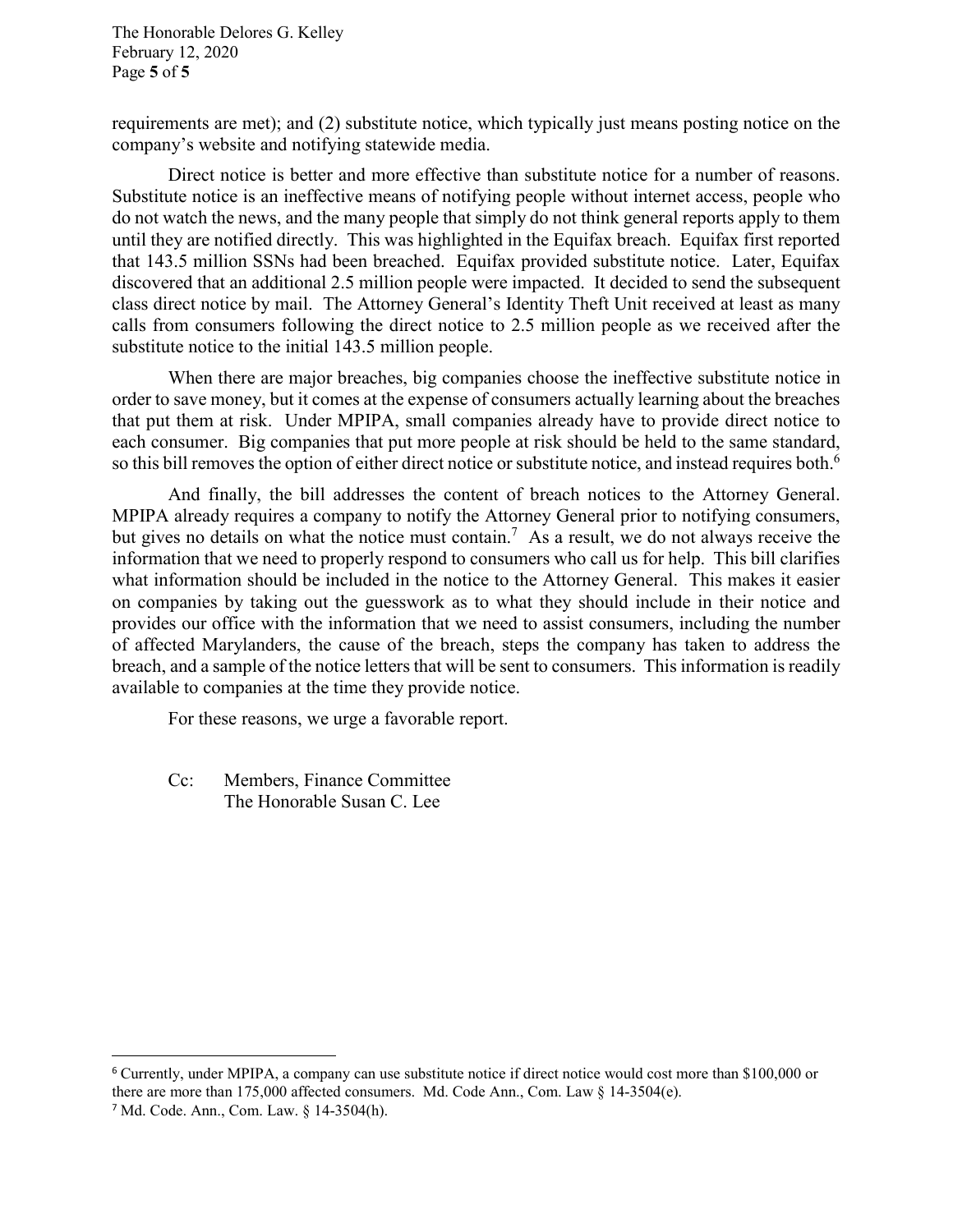requirements are met); and (2) substitute notice, which typically just means posting notice on the company's website and notifying statewide media.

Direct notice is better and more effective than substitute notice for a number of reasons. Substitute notice is an ineffective means of notifying people without internet access, people who do not watch the news, and the many people that simply do not think general reports apply to them until they are notified directly. This was highlighted in the Equifax breach. Equifax first reported that 143.5 million SSNs had been breached. Equifax provided substitute notice. Later, Equifax discovered that an additional 2.5 million people were impacted. It decided to send the subsequent class direct notice by mail. The Attorney General's Identity Theft Unit received at least as many calls from consumers following the direct notice to 2.5 million people as we received after the substitute notice to the initial 143.5 million people.

When there are major breaches, big companies choose the ineffective substitute notice in order to save money, but it comes at the expense of consumers actually learning about the breaches that put them at risk. Under MPIPA, small companies already have to provide direct notice to each consumer. Big companies that put more people at risk should be held to the same standard, so this bill removes the option of either direct notice or substitute notice, and instead requires both.[6]

And finally, the bill addresses the content of breach notices to the Attorney General. MPIPA already requires a company to notify the Attorney General prior to notifying consumers, but gives no details on what the notice must contain.[7] As a result, we do not always receive the information that we need to properly respond to consumers who call us for help. This bill clarifies what information should be included in the notice to the Attorney General. This makes it easier on companies by taking out the guesswork as to what they should include in their notice and provides our office with the information that we need to assist consumers, including the number of affected Marylanders, the cause of the breach, steps the company has taken to address the breach, and a sample of the notice letters that will be sent to consumers. This information is readily available to companies at the time they provide notice.

For these reasons, we urge a favorable report.

Cc: Members, Finance Committee
The Honorable Susan C. Lee

---

[6] Currently, under MPIPA, a company can use substitute notice if direct notice would cost more than $100,000 or there are more than 175,000 affected consumers. Md. Code Ann., Com. Law § 14-3504(e).

[7] Md. Code. Ann., Com. Law. § 14-3504(h).